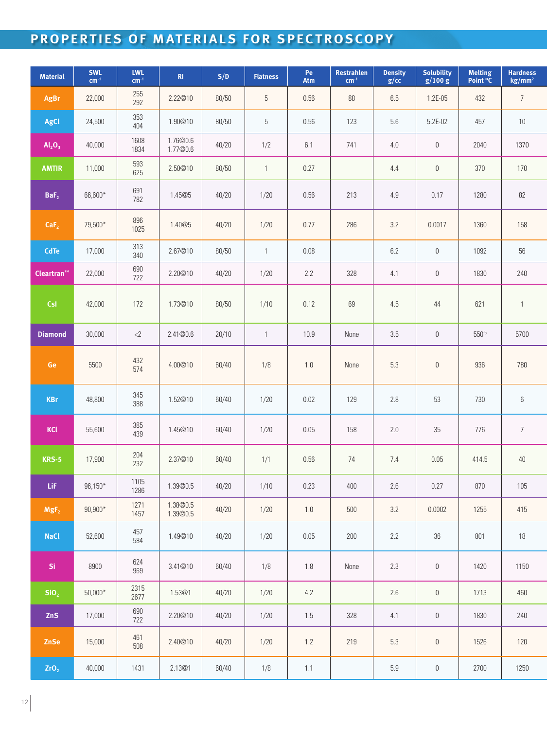# PROPERTIES OF MATERIALS FOR SPECTROSCOPY

| Material | SWL $cm^{-1}$ | LWL $cm^{-1}$ | RI | S/D | Flatness | Pe Atm | Restrahlen $cm^{-1}$ | Density g/cc | Solubility g/100 g | Melting Point °C | Hardness $kg/mm^2$ |
|---|---|---|---|---|---|---|---|---|---|---|---|
| AgBr | 22,000 | 255 292 | 2.22@10 | 80/50 | 5 | 0.56 | 88 | 6.5 | 1.2E-05 | 432 | 7 |
| AgCl | 24,500 | 353 404 | 1.90@10 | 80/50 | 5 | 0.56 | 123 | 5.6 | 5.2E-02 | 457 | 10 |
| $Al_2O_3$ | 40,000 | 1608 1834 | 1.76@0.6 1.77@0.6 | 40/20 | 1/2 | 6.1 | 741 | 4.0 | 0 | 2040 | 1370 |
| AMTIR | 11,000 | 593 625 | 2.50@10 | 80/50 | 1 | 0.27 | | 4.4 | 0 | 370 | 170 |
| $BaF_2$ | 66,600* | 691 782 | 1.45@5 | 40/20 | 1/20 | 0.56 | 213 | 4.9 | 0.17 | 1280 | 82 |
| $CaF_2$ | 79,500* | 896 1025 | 1.40@5 | 40/20 | 1/20 | 0.77 | 286 | 3.2 | 0.0017 | 1360 | 158 |
| CdTe | 17,000 | 313 340 | 2.67@10 | 80/50 | 1 | 0.08 | | 6.2 | 0 | 1092 | 56 |
| Cleartran™ | 22,000 | 690 722 | 2.20@10 | 40/20 | 1/20 | 2.2 | 328 | 4.1 | 0 | 1830 | 240 |
| CsI | 42,000 | 172 | 1.73@10 | 80/50 | 1/10 | 0.12 | 69 | 4.5 | 44 | 621 | 1 |
| Diamond | 30,000 | <2 | 2.41@0.6 | 20/10 | 1 | 10.9 | None | 3.5 | 0 | 550[fp] | 5700 |
| Ge | 5500 | 432 574 | 4.00@10 | 60/40 | 1/8 | 1.0 | None | 5.3 | 0 | 936 | 780 |
| KBr | 48,800 | 345 388 | 1.52@10 | 60/40 | 1/20 | 0.02 | 129 | 2.8 | 53 | 730 | 6 |
| KCl | 55,600 | 385 439 | 1.45@10 | 60/40 | 1/20 | 0.05 | 158 | 2.0 | 35 | 776 | 7 |
| KRS-5 | 17,900 | 204 232 | 2.37@10 | 60/40 | 1/1 | 0.56 | 74 | 7.4 | 0.05 | 414.5 | 40 |
| LiF | 96,150* | 1105 1286 | 1.39@0.5 | 40/20 | 1/10 | 0.23 | 400 | 2.6 | 0.27 | 870 | 105 |
| $MgF_2$ | 90,900* | 1271 1457 | 1.38@0.5 1.39@0.5 | 40/20 | 1/20 | 1.0 | 500 | 3.2 | 0.0002 | 1255 | 415 |
| NaCl | 52,600 | 457 584 | 1.49@10 | 40/20 | 1/20 | 0.05 | 200 | 2.2 | 36 | 801 | 18 |
| Si | 8900 | 624 969 | 3.41@10 | 60/40 | 1/8 | 1.8 | None | 2.3 | 0 | 1420 | 1150 |
| $SiO_2$ | 50,000* | 2315 2677 | 1.53@1 | 40/20 | 1/20 | 4.2 | | 2.6 | 0 | 1713 | 460 |
| ZnS | 17,000 | 690 722 | 2.20@10 | 40/20 | 1/20 | 1.5 | 328 | 4.1 | 0 | 1830 | 240 |
| ZnSe | 15,000 | 461 508 | 2.40@10 | 40/20 | 1/20 | 1.2 | 219 | 5.3 | 0 | 1526 | 120 |
| $ZrO_2$ | 40,000 | 1431 | 2.13@1 | 60/40 | 1/8 | 1.1 | | 5.9 | 0 | 2700 | 1250 |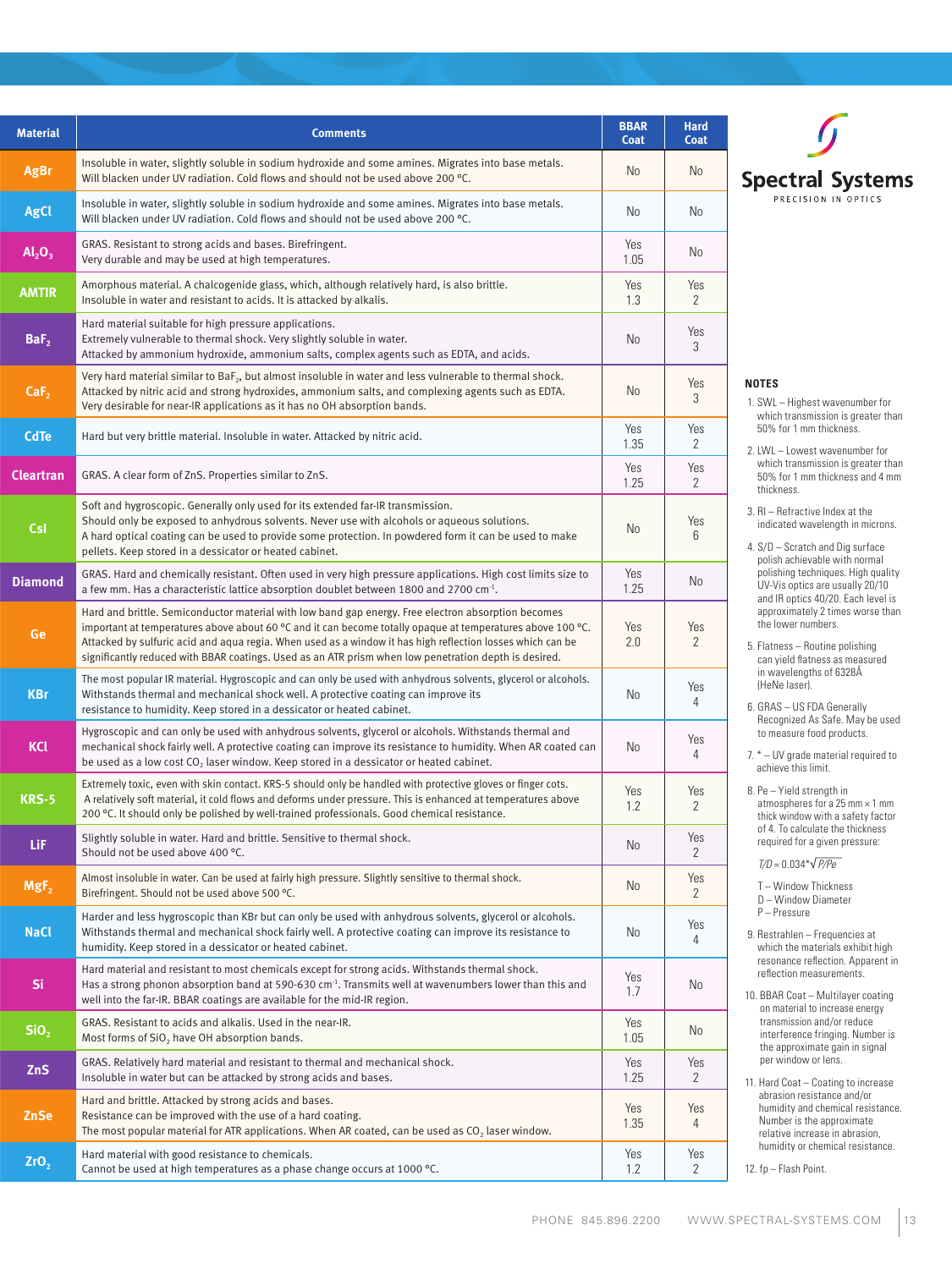| Material | Comments | BBAR Coat | Hard Coat |
|---|---|---|---|
| AgBr | Insoluble in water, slightly soluble in sodium hydroxide and some amines. Migrates into base metals. Will blacken under UV radiation. Cold flows and should not be used above 200 °C. | No | No |
| AgCl | Insoluble in water, slightly soluble in sodium hydroxide and some amines. Migrates into base metals. Will blacken under UV radiation. Cold flows and should not be used above 200 °C. | No | No |
| $Al_2O_3$ | GRAS. Resistant to strong acids and bases. Birefringent. Very durable and may be used at high temperatures. | Yes 1.05 | No |
| AMTIR | Amorphous material. A chalcogenide glass, which, although relatively hard, is also brittle. Insoluble in water and resistant to acids. It is attacked by alkalis. | Yes 1.3 | Yes 2 |
| $BaF_2$ | Hard material suitable for high pressure applications. Extremely vulnerable to thermal shock. Very slightly soluble in water. Attacked by ammonium hydroxide, ammonium salts, complex agents such as EDTA, and acids. | No | Yes 3 |
| $CaF_2$ | Very hard material similar to $BaF_2$, but almost insoluble in water and less vulnerable to thermal shock. Attacked by nitric acid and strong hydroxides, ammonium salts, and complexing agents such as EDTA. Very desirable for near-IR applications as it has no OH absorption bands. | No | Yes 3 |
| CdTe | Hard but very brittle material. Insoluble in water. Attacked by nitric acid. | Yes 1.35 | Yes 2 |
| Cleartran | GRAS. A clear form of ZnS. Properties similar to ZnS. | Yes 1.25 | Yes 2 |
| CsI | Soft and hygroscopic. Generally only used for its extended far-IR transmission. Should only be exposed to anhydrous solvents. Never use with alcohols or aqueous solutions. A hard optical coating can be used to provide some protection. In powdered form it can be used to make pellets. Keep stored in a dessicator or heated cabinet. | No | Yes 6 |
| Diamond | GRAS. Hard and chemically resistant. Often used in very high pressure applications. High cost limits size to a few mm. Has a characteristic lattice absorption doublet between 1800 and 2700 $cm^{-1}$. | Yes 1.25 | No |
| Ge | Hard and brittle. Semiconductor material with low band gap energy. Free electron absorption becomes important at temperatures above about 60 °C and it can become totally opaque at temperatures above 100 °C. Attacked by sulfuric acid and aqua regia. When used as a window it has high reflection losses which can be significantly reduced with BBAR coatings. Used as an ATR prism when low penetration depth is desired. | Yes 2.0 | Yes 2 |
| KBr | The most popular IR material. Hygroscopic and can only be used with anhydrous solvents, glycerol or alcohols. Withstands thermal and mechanical shock well. A protective coating can improve its resistance to humidity. Keep stored in a dessicator or heated cabinet. | No | Yes 4 |
| KCl | Hygroscopic and can only be used with anhydrous solvents, glycerol or alcohols. Withstands thermal and mechanical shock fairly well. A protective coating can improve its resistance to humidity. When AR coated can be used as a low cost $CO_2$ laser window. Keep stored in a dessicator or heated cabinet. | No | Yes 4 |
| KRS-5 | Extremely toxic, even with skin contact. KRS-5 should only be handled with protective gloves or finger cots. A relatively soft material, it cold flows and deforms under pressure. This is enhanced at temperatures above 200 °C. It should only be polished by well-trained professionals. Good chemical resistance. | Yes 1.2 | Yes 2 |
| LiF | Slightly soluble in water. Hard and brittle. Sensitive to thermal shock. Should not be used above 400 °C. | No | Yes 2 |
| $MgF_2$ | Almost insoluble in water. Can be used at fairly high pressure. Slightly sensitive to thermal shock. Birefringent. Should not be used above 500 °C. | No | Yes 2 |
| NaCl | Harder and less hygroscopic than KBr but can only be used with anhydrous solvents, glycerol or alcohols. Withstands thermal and mechanical shock fairly well. A protective coating can improve its resistance to humidity. Keep stored in a dessicator or heated cabinet. | No | Yes 4 |
| Si | Hard material and resistant to most chemicals except for strong acids. Withstands thermal shock. Has a strong phonon absorption band at 590-630 $cm^{-1}$. Transmits well at wavenumbers lower than this and well into the far-IR. BBAR coatings are available for the mid-IR region. | Yes 1.7 | No |
| $SiO_2$ | GRAS. Resistant to acids and alkalis. Used in the near-IR. Most forms of $SiO_2$ have OH absorption bands. | Yes 1.05 | No |
| ZnS | GRAS. Relatively hard material and resistant to thermal and mechanical shock. Insoluble in water but can be attacked by strong acids and bases. | Yes 1.25 | Yes 2 |
| ZnSe | Hard and brittle. Attacked by strong acids and bases. Resistance can be improved with the use of a hard coating. The most popular material for ATR applications. When AR coated, can be used as $CO_2$ laser window. | Yes 1.35 | Yes 4 |
| $ZrO_2$ | Hard material with good resistance to chemicals. Cannot be used at high temperatures as a phase change occurs at 1000 °C. | Yes 1.2 | Yes 2 |

Spectral Systems
PRECISION IN OPTICS

### NOTES

1. SWL – Highest wavenumber for which transmission is greater than 50% for 1 mm thickness.
2. LWL – Lowest wavenumber for which transmission is greater than 50% for 1 mm thickness and 4 mm thickness.
3. RI – Refractive Index at the indicated wavelength in microns.
4. S/D – Scratch and Dig surface polish achievable with normal polishing techniques. High quality UV-Vis optics are usually 20/10 and IR optics 40/20. Each level is approximately 2 times worse than the lower numbers.
5. Flatness – Routine polishing can yield flatness as measured in wavelengths of 6328Å (HeNe laser).
6. GRAS – US FDA Generally Recognized As Safe. May be used to measure food products.
7. * – UV grade material required to achieve this limit.
8. Pe – Yield strength in atmospheres for a 25 mm × 1 mm thick window with a safety factor of 4. To calculate the thickness required for a given pressure:

   $T/D = 0.034 * \sqrt{P/Pe}$

   T – Window Thickness
   D – Window Diameter
   P – Pressure
9. Restrahlen – Frequencies at which the materials exhibit high resonance reflection. Apparent in reflection measurements.
10. BBAR Coat – Multilayer coating on material to increase energy transmission and/or reduce interference fringing. Number is the approximate gain in signal per window or lens.
11. Hard Coat – Coating to increase abrasion resistance and/or humidity and chemical resistance. Number is the approximate relative increase in abrasion, humidity or chemical resistance.
12. fp – Flash Point.

PHONE 845.896.2200 WWW.SPECTRAL-SYSTEMS.COM